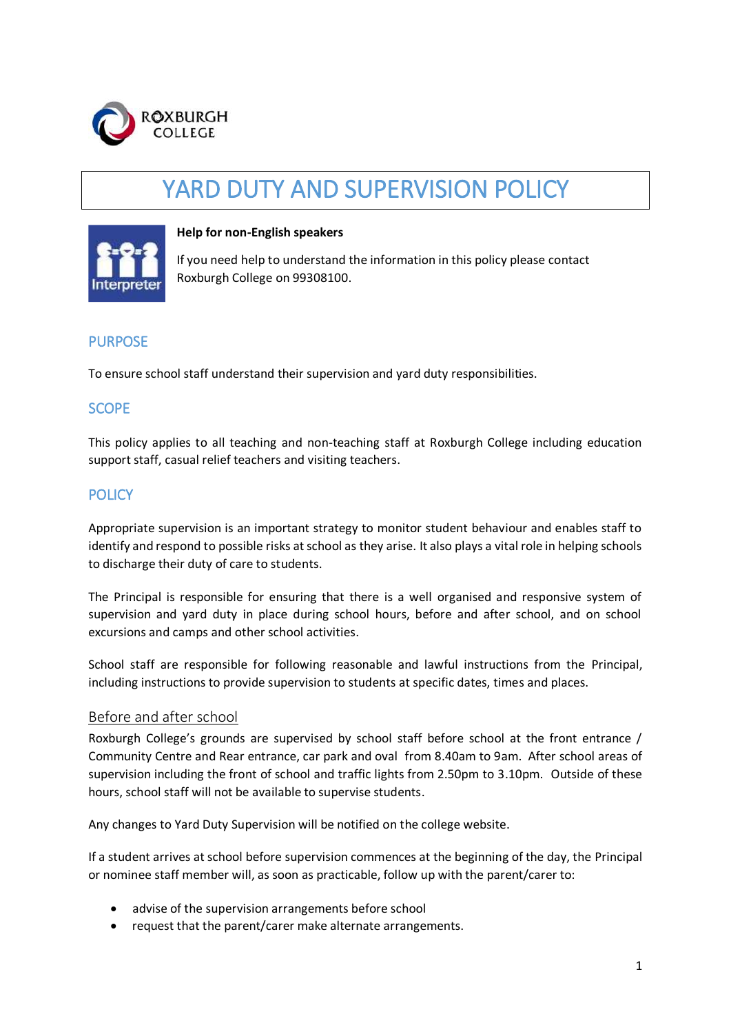ROXBURGH COLLEGE

# YARD DUTY AND SUPERVISION POLICY

**Help for non-English speakers**

If you need help to understand the information in this policy please contact Roxburgh College on 99308100.

## PURPOSE

To ensure school staff understand their supervision and yard duty responsibilities.

## SCOPE

This policy applies to all teaching and non-teaching staff at Roxburgh College including education support staff, casual relief teachers and visiting teachers.

## POLICY

Appropriate supervision is an important strategy to monitor student behaviour and enables staff to identify and respond to possible risks at school as they arise. It also plays a vital role in helping schools to discharge their duty of care to students.

The Principal is responsible for ensuring that there is a well organised and responsive system of supervision and yard duty in place during school hours, before and after school, and on school excursions and camps and other school activities.

School staff are responsible for following reasonable and lawful instructions from the Principal, including instructions to provide supervision to students at specific dates, times and places.

### Before and after school

Roxburgh College's grounds are supervised by school staff before school at the front entrance / Community Centre and Rear entrance, car park and oval from 8.40am to 9am. After school areas of supervision including the front of school and traffic lights from 2.50pm to 3.10pm. Outside of these hours, school staff will not be available to supervise students.

Any changes to Yard Duty Supervision will be notified on the college website.

If a student arrives at school before supervision commences at the beginning of the day, the Principal or nominee staff member will, as soon as practicable, follow up with the parent/carer to:

- advise of the supervision arrangements before school
- request that the parent/carer make alternate arrangements.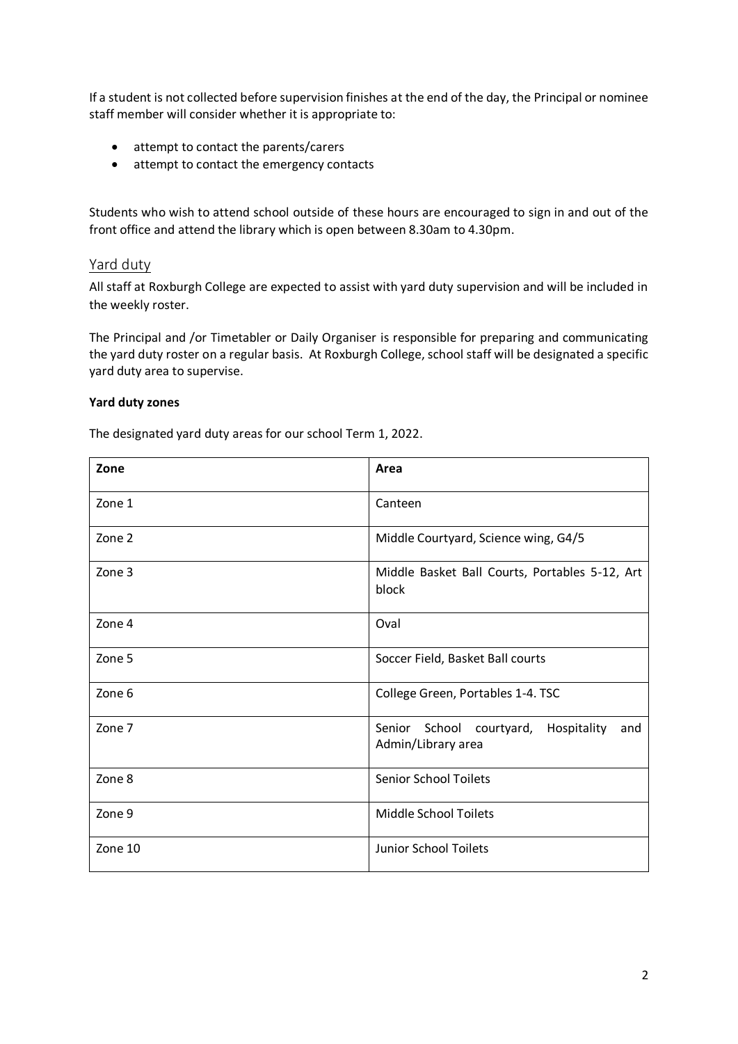If a student is not collected before supervision finishes at the end of the day, the Principal or nominee staff member will consider whether it is appropriate to:

- attempt to contact the parents/carers
- attempt to contact the emergency contacts

Students who wish to attend school outside of these hours are encouraged to sign in and out of the front office and attend the library which is open between 8.30am to 4.30pm.

## Yard duty

All staff at Roxburgh College are expected to assist with yard duty supervision and will be included in the weekly roster.

The Principal and /or Timetabler or Daily Organiser is responsible for preparing and communicating the yard duty roster on a regular basis. At Roxburgh College, school staff will be designated a specific yard duty area to supervise.

**Yard duty zones**

The designated yard duty areas for our school Term 1, 2022.

| Zone | Area |
|---|---|
| Zone 1 | Canteen |
| Zone 2 | Middle Courtyard, Science wing, G4/5 |
| Zone 3 | Middle Basket Ball Courts, Portables 5-12, Art block |
| Zone 4 | Oval |
| Zone 5 | Soccer Field, Basket Ball courts |
| Zone 6 | College Green, Portables 1-4. TSC |
| Zone 7 | Senior School courtyard, Hospitality and Admin/Library area |
| Zone 8 | Senior School Toilets |
| Zone 9 | Middle School Toilets |
| Zone 10 | Junior School Toilets |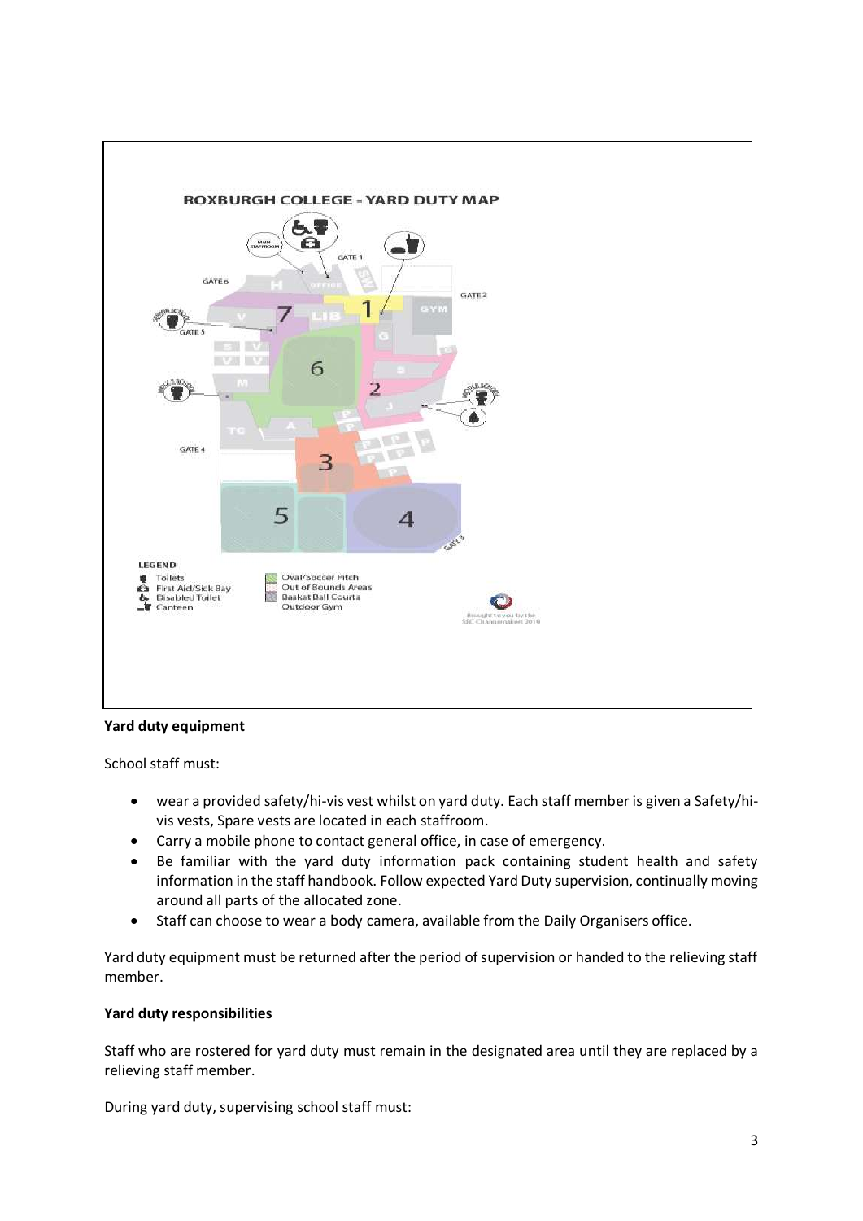**ROXBURGH COLLEGE - YARD DUTY MAP**

LEGEND

- Toilets
- First Aid/Sick Bay
- Disabled Toilet
- Canteen
- Oval/Soccer Pitch
- Out of Bounds Areas
- Basket Ball Courts
- Outdoor Gym

Brought to you by the SRC Changemakers 2019

**Yard duty equipment**

School staff must:

- wear a provided safety/hi-vis vest whilst on yard duty. Each staff member is given a Safety/hi-vis vests, Spare vests are located in each staffroom.
- Carry a mobile phone to contact general office, in case of emergency.
- Be familiar with the yard duty information pack containing student health and safety information in the staff handbook. Follow expected Yard Duty supervision, continually moving around all parts of the allocated zone.
- Staff can choose to wear a body camera, available from the Daily Organisers office.

Yard duty equipment must be returned after the period of supervision or handed to the relieving staff member.

**Yard duty responsibilities**

Staff who are rostered for yard duty must remain in the designated area until they are replaced by a relieving staff member.

During yard duty, supervising school staff must: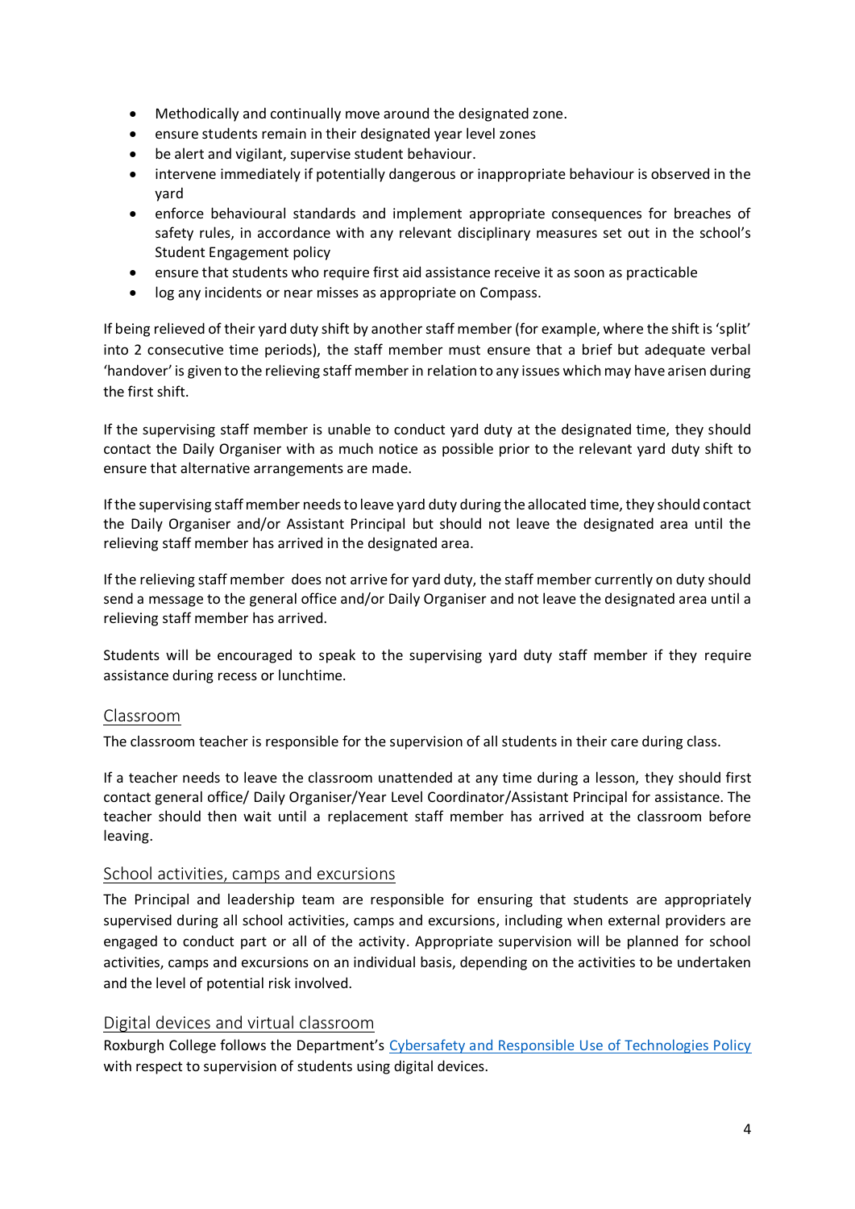- Methodically and continually move around the designated zone.
- ensure students remain in their designated year level zones
- be alert and vigilant, supervise student behaviour.
- intervene immediately if potentially dangerous or inappropriate behaviour is observed in the yard
- enforce behavioural standards and implement appropriate consequences for breaches of safety rules, in accordance with any relevant disciplinary measures set out in the school's Student Engagement policy
- ensure that students who require first aid assistance receive it as soon as practicable
- log any incidents or near misses as appropriate on Compass.

If being relieved of their yard duty shift by another staff member (for example, where the shift is 'split' into 2 consecutive time periods), the staff member must ensure that a brief but adequate verbal 'handover' is given to the relieving staff member in relation to any issues which may have arisen during the first shift.

If the supervising staff member is unable to conduct yard duty at the designated time, they should contact the Daily Organiser with as much notice as possible prior to the relevant yard duty shift to ensure that alternative arrangements are made.

If the supervising staff member needs to leave yard duty during the allocated time, they should contact the Daily Organiser and/or Assistant Principal but should not leave the designated area until the relieving staff member has arrived in the designated area.

If the relieving staff member does not arrive for yard duty, the staff member currently on duty should send a message to the general office and/or Daily Organiser and not leave the designated area until a relieving staff member has arrived.

Students will be encouraged to speak to the supervising yard duty staff member if they require assistance during recess or lunchtime.

## Classroom

The classroom teacher is responsible for the supervision of all students in their care during class.

If a teacher needs to leave the classroom unattended at any time during a lesson, they should first contact general office/ Daily Organiser/Year Level Coordinator/Assistant Principal for assistance. The teacher should then wait until a replacement staff member has arrived at the classroom before leaving.

## School activities, camps and excursions

The Principal and leadership team are responsible for ensuring that students are appropriately supervised during all school activities, camps and excursions, including when external providers are engaged to conduct part or all of the activity. Appropriate supervision will be planned for school activities, camps and excursions on an individual basis, depending on the activities to be undertaken and the level of potential risk involved.

## Digital devices and virtual classroom

Roxburgh College follows the Department's [Cybersafety and Responsible Use of Technologies Policy] with respect to supervision of students using digital devices.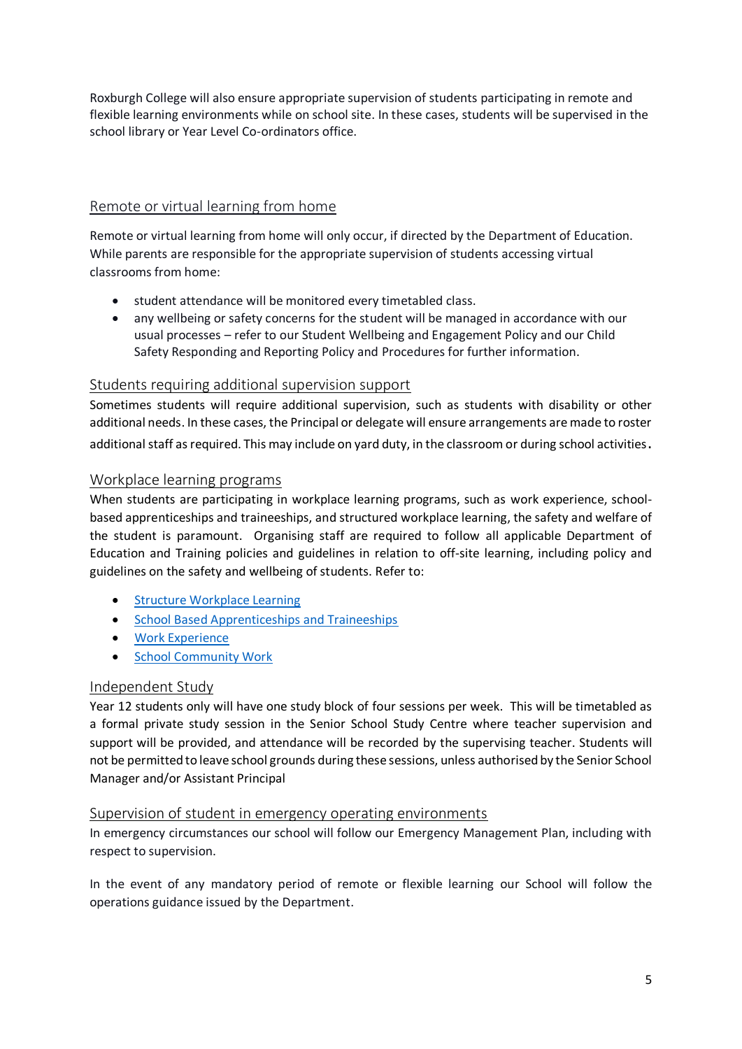Roxburgh College will also ensure appropriate supervision of students participating in remote and flexible learning environments while on school site. In these cases, students will be supervised in the school library or Year Level Co-ordinators office.

## Remote or virtual learning from home

Remote or virtual learning from home will only occur, if directed by the Department of Education. While parents are responsible for the appropriate supervision of students accessing virtual classrooms from home:

- student attendance will be monitored every timetabled class.
- any wellbeing or safety concerns for the student will be managed in accordance with our usual processes – refer to our Student Wellbeing and Engagement Policy and our Child Safety Responding and Reporting Policy and Procedures for further information.

## Students requiring additional supervision support

Sometimes students will require additional supervision, such as students with disability or other additional needs. In these cases, the Principal or delegate will ensure arrangements are made to roster additional staff as required. This may include on yard duty, in the classroom or during school activities.

## Workplace learning programs

When students are participating in workplace learning programs, such as work experience, school-based apprenticeships and traineeships, and structured workplace learning, the safety and welfare of the student is paramount. Organising staff are required to follow all applicable Department of Education and Training policies and guidelines in relation to off-site learning, including policy and guidelines on the safety and wellbeing of students. Refer to:

- Structure Workplace Learning
- School Based Apprenticeships and Traineeships
- Work Experience
- School Community Work

## Independent Study

Year 12 students only will have one study block of four sessions per week. This will be timetabled as a formal private study session in the Senior School Study Centre where teacher supervision and support will be provided, and attendance will be recorded by the supervising teacher. Students will not be permitted to leave school grounds during these sessions, unless authorised by the Senior School Manager and/or Assistant Principal

## Supervision of student in emergency operating environments

In emergency circumstances our school will follow our Emergency Management Plan, including with respect to supervision.

In the event of any mandatory period of remote or flexible learning our School will follow the operations guidance issued by the Department.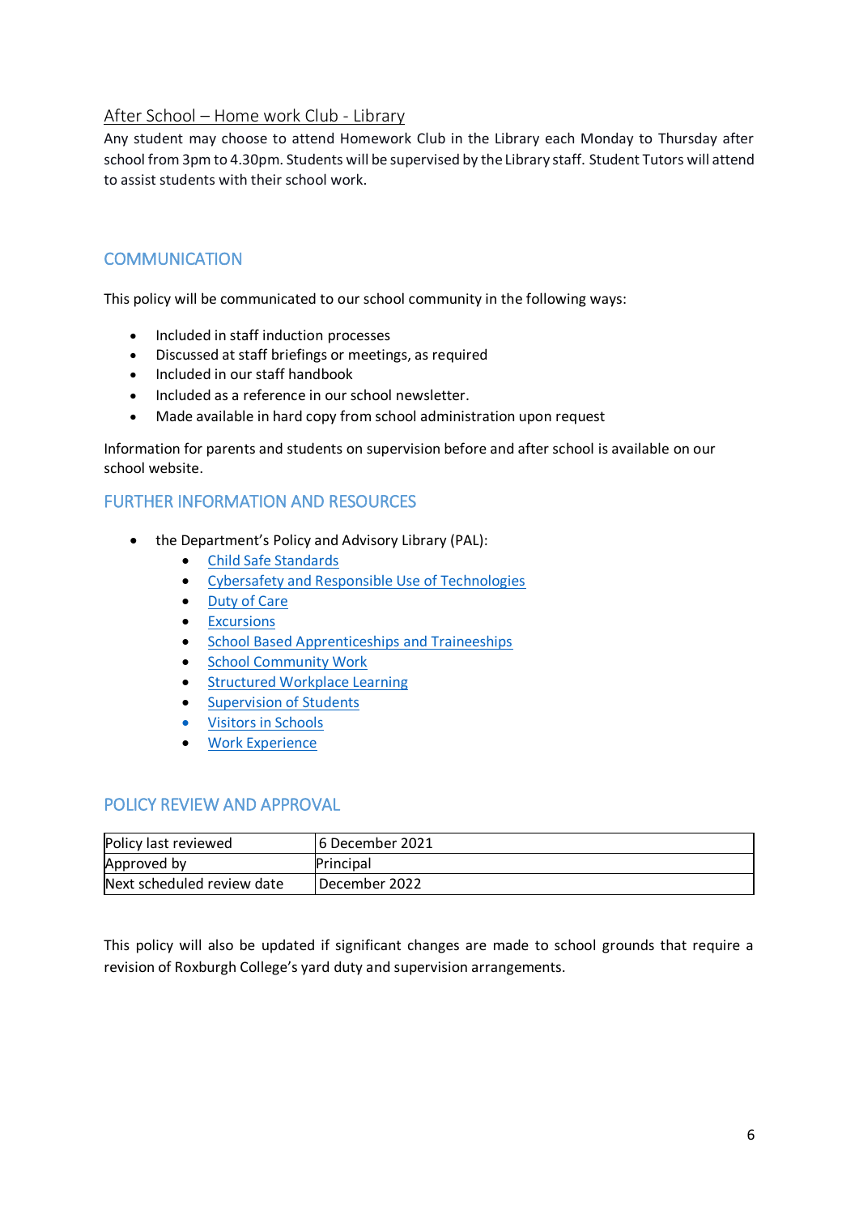### After School – Home work Club - Library

Any student may choose to attend Homework Club in the Library each Monday to Thursday after school from 3pm to 4.30pm. Students will be supervised by the Library staff. Student Tutors will attend to assist students with their school work.

## COMMUNICATION

This policy will be communicated to our school community in the following ways:

- Included in staff induction processes
- Discussed at staff briefings or meetings, as required
- Included in our staff handbook
- Included as a reference in our school newsletter.
- Made available in hard copy from school administration upon request

Information for parents and students on supervision before and after school is available on our school website.

## FURTHER INFORMATION AND RESOURCES

- the Department's Policy and Advisory Library (PAL):
  - Child Safe Standards
  - Cybersafety and Responsible Use of Technologies
  - Duty of Care
  - Excursions
  - School Based Apprenticeships and Traineeships
  - School Community Work
  - Structured Workplace Learning
  - Supervision of Students
  - Visitors in Schools
  - Work Experience

## POLICY REVIEW AND APPROVAL

| | |
|---|---|
| Policy last reviewed | 6 December 2021 |
| Approved by | Principal |
| Next scheduled review date | December 2022 |

This policy will also be updated if significant changes are made to school grounds that require a revision of Roxburgh College's yard duty and supervision arrangements.